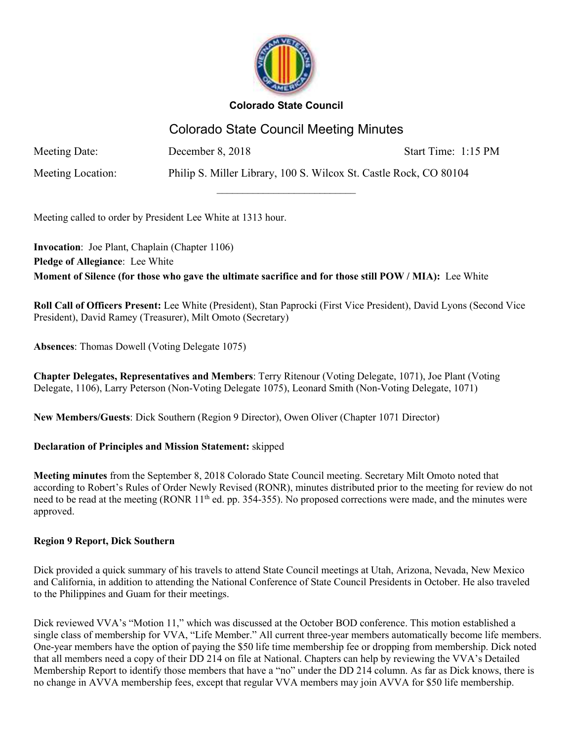**Colorado State Council**

# Colorado State Council Meeting Minutes

| Meeting Date: | December 8, 2018 | Start Time: 1:15 PM |
|---|---|---|
| Meeting Location: | Philip S. Miller Library, 100 S. Wilcox St. Castle Rock, CO 80104 | |

Meeting called to order by President Lee White at 1313 hour.

**Invocation**: Joe Plant, Chaplain (Chapter 1106)
**Pledge of Allegiance**: Lee White
**Moment of Silence (for those who gave the ultimate sacrifice and for those still POW / MIA):** Lee White

**Roll Call of Officers Present:** Lee White (President), Stan Paprocki (First Vice President), David Lyons (Second Vice President), David Ramey (Treasurer), Milt Omoto (Secretary)

**Absences**: Thomas Dowell (Voting Delegate 1075)

**Chapter Delegates, Representatives and Members**: Terry Ritenour (Voting Delegate, 1071), Joe Plant (Voting Delegate, 1106), Larry Peterson (Non-Voting Delegate 1075), Leonard Smith (Non-Voting Delegate, 1071)

**New Members/Guests**: Dick Southern (Region 9 Director), Owen Oliver (Chapter 1071 Director)

**Declaration of Principles and Mission Statement:** skipped

**Meeting minutes** from the September 8, 2018 Colorado State Council meeting. Secretary Milt Omoto noted that according to Robert's Rules of Order Newly Revised (RONR), minutes distributed prior to the meeting for review do not need to be read at the meeting (RONR 11th ed. pp. 354-355). No proposed corrections were made, and the minutes were approved.

**Region 9 Report, Dick Southern**

Dick provided a quick summary of his travels to attend State Council meetings at Utah, Arizona, Nevada, New Mexico and California, in addition to attending the National Conference of State Council Presidents in October. He also traveled to the Philippines and Guam for their meetings.

Dick reviewed VVA's "Motion 11," which was discussed at the October BOD conference. This motion established a single class of membership for VVA, "Life Member." All current three-year members automatically become life members. One-year members have the option of paying the $50 life time membership fee or dropping from membership. Dick noted that all members need a copy of their DD 214 on file at National. Chapters can help by reviewing the VVA's Detailed Membership Report to identify those members that have a "no" under the DD 214 column. As far as Dick knows, there is no change in AVVA membership fees, except that regular VVA members may join AVVA for $50 life membership.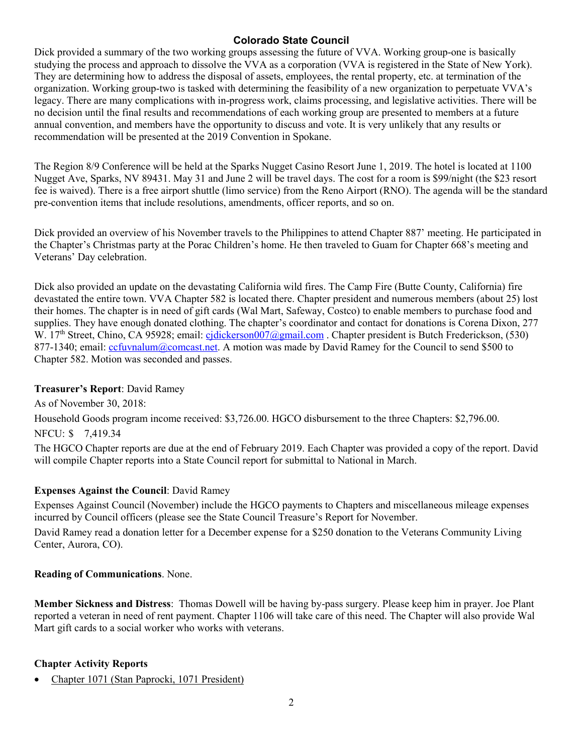# Colorado State Council

Dick provided a summary of the two working groups assessing the future of VVA. Working group-one is basically studying the process and approach to dissolve the VVA as a corporation (VVA is registered in the State of New York). They are determining how to address the disposal of assets, employees, the rental property, etc. at termination of the organization. Working group-two is tasked with determining the feasibility of a new organization to perpetuate VVA's legacy. There are many complications with in-progress work, claims processing, and legislative activities. There will be no decision until the final results and recommendations of each working group are presented to members at a future annual convention, and members have the opportunity to discuss and vote. It is very unlikely that any results or recommendation will be presented at the 2019 Convention in Spokane.

The Region 8/9 Conference will be held at the Sparks Nugget Casino Resort June 1, 2019. The hotel is located at 1100 Nugget Ave, Sparks, NV 89431. May 31 and June 2 will be travel days. The cost for a room is $99/night (the $23 resort fee is waived). There is a free airport shuttle (limo service) from the Reno Airport (RNO). The agenda will be the standard pre-convention items that include resolutions, amendments, officer reports, and so on.

Dick provided an overview of his November travels to the Philippines to attend Chapter 887' meeting. He participated in the Chapter's Christmas party at the Porac Children's home. He then traveled to Guam for Chapter 668's meeting and Veterans' Day celebration.

Dick also provided an update on the devastating California wild fires. The Camp Fire (Butte County, California) fire devastated the entire town. VVA Chapter 582 is located there. Chapter president and numerous members (about 25) lost their homes. The chapter is in need of gift cards (Wal Mart, Safeway, Costco) to enable members to purchase food and supplies. They have enough donated clothing. The chapter's coordinator and contact for donations is Corena Dixon, 277 W. 17th Street, Chino, CA 95928; email: cjdickerson007@gmail.com . Chapter president is Butch Frederickson, (530) 877-1340; email: ccfuvnalum@comcast.net. A motion was made by David Ramey for the Council to send $500 to Chapter 582. Motion was seconded and passes.

**Treasurer's Report**: David Ramey

As of November 30, 2018:

Household Goods program income received: $3,726.00. HGCO disbursement to the three Chapters: $2,796.00.

NFCU: $ 7,419.34

The HGCO Chapter reports are due at the end of February 2019. Each Chapter was provided a copy of the report. David will compile Chapter reports into a State Council report for submittal to National in March.

**Expenses Against the Council**: David Ramey

Expenses Against Council (November) include the HGCO payments to Chapters and miscellaneous mileage expenses incurred by Council officers (please see the State Council Treasure's Report for November.

David Ramey read a donation letter for a December expense for a $250 donation to the Veterans Community Living Center, Aurora, CO).

**Reading of Communications**. None.

**Member Sickness and Distress**: Thomas Dowell will be having by-pass surgery. Please keep him in prayer. Joe Plant reported a veteran in need of rent payment. Chapter 1106 will take care of this need. The Chapter will also provide Wal Mart gift cards to a social worker who works with veterans.

**Chapter Activity Reports**

- Chapter 1071 (Stan Paprocki, 1071 President)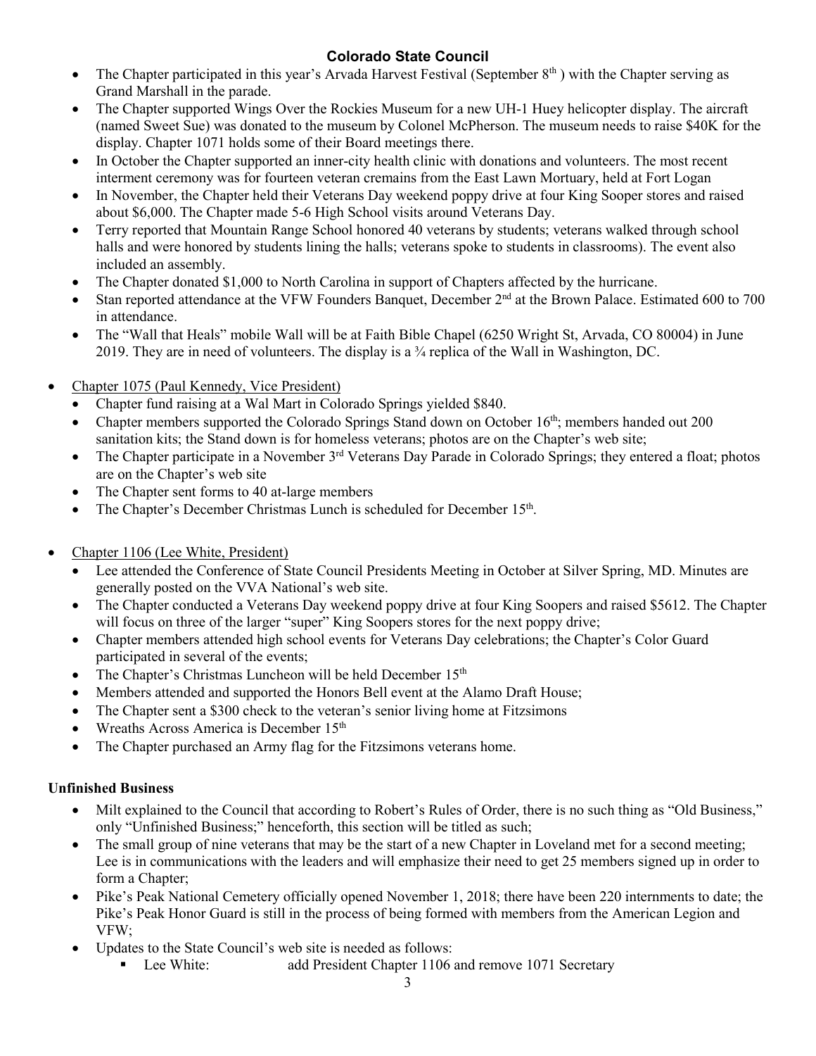**Colorado State Council**

- The Chapter participated in this year's Arvada Harvest Festival (September 8th ) with the Chapter serving as Grand Marshall in the parade.
- The Chapter supported Wings Over the Rockies Museum for a new UH-1 Huey helicopter display. The aircraft (named Sweet Sue) was donated to the museum by Colonel McPherson. The museum needs to raise $40K for the display. Chapter 1071 holds some of their Board meetings there.
- In October the Chapter supported an inner-city health clinic with donations and volunteers. The most recent interment ceremony was for fourteen veteran cremains from the East Lawn Mortuary, held at Fort Logan
- In November, the Chapter held their Veterans Day weekend poppy drive at four King Sooper stores and raised about $6,000. The Chapter made 5-6 High School visits around Veterans Day.
- Terry reported that Mountain Range School honored 40 veterans by students; veterans walked through school halls and were honored by students lining the halls; veterans spoke to students in classrooms). The event also included an assembly.
- The Chapter donated $1,000 to North Carolina in support of Chapters affected by the hurricane.
- Stan reported attendance at the VFW Founders Banquet, December 2nd at the Brown Palace. Estimated 600 to 700 in attendance.
- The "Wall that Heals" mobile Wall will be at Faith Bible Chapel (6250 Wright St, Arvada, CO 80004) in June 2019. They are in need of volunteers. The display is a ¾ replica of the Wall in Washington, DC.

- Chapter 1075 (Paul Kennedy, Vice President)
  - Chapter fund raising at a Wal Mart in Colorado Springs yielded $840.
  - Chapter members supported the Colorado Springs Stand down on October 16th; members handed out 200 sanitation kits; the Stand down is for homeless veterans; photos are on the Chapter's web site;
  - The Chapter participate in a November 3rd Veterans Day Parade in Colorado Springs; they entered a float; photos are on the Chapter's web site
  - The Chapter sent forms to 40 at-large members
  - The Chapter's December Christmas Lunch is scheduled for December 15th.

- Chapter 1106 (Lee White, President)
  - Lee attended the Conference of State Council Presidents Meeting in October at Silver Spring, MD. Minutes are generally posted on the VVA National's web site.
  - The Chapter conducted a Veterans Day weekend poppy drive at four King Soopers and raised $5612. The Chapter will focus on three of the larger "super" King Soopers stores for the next poppy drive;
  - Chapter members attended high school events for Veterans Day celebrations; the Chapter's Color Guard participated in several of the events;
  - The Chapter's Christmas Luncheon will be held December 15th
  - Members attended and supported the Honors Bell event at the Alamo Draft House;
  - The Chapter sent a $300 check to the veteran's senior living home at Fitzsimons
  - Wreaths Across America is December 15th
  - The Chapter purchased an Army flag for the Fitzsimons veterans home.

**Unfinished Business**

- Milt explained to the Council that according to Robert's Rules of Order, there is no such thing as "Old Business," only "Unfinished Business;" henceforth, this section will be titled as such;
- The small group of nine veterans that may be the start of a new Chapter in Loveland met for a second meeting; Lee is in communications with the leaders and will emphasize their need to get 25 members signed up in order to form a Chapter;
- Pike's Peak National Cemetery officially opened November 1, 2018; there have been 220 internments to date; the Pike's Peak Honor Guard is still in the process of being formed with members from the American Legion and VFW;
- Updates to the State Council's web site is needed as follows:
  - Lee White: add President Chapter 1106 and remove 1071 Secretary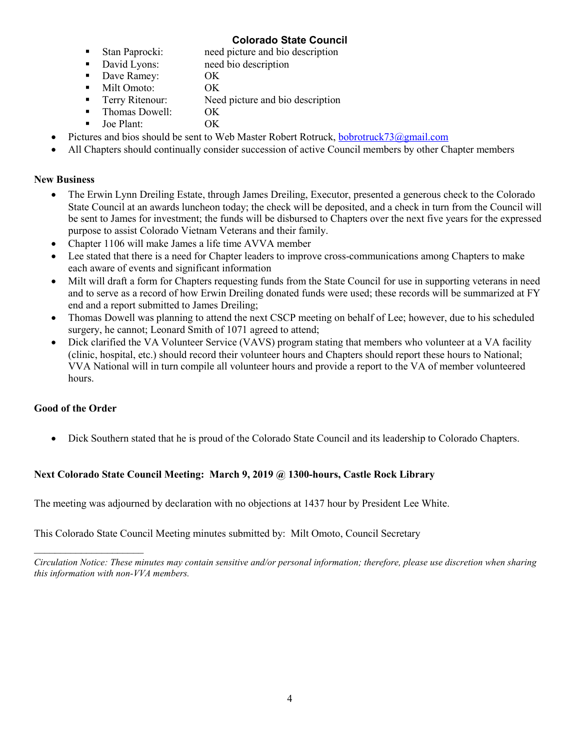- Stan Paprocki: need picture and bio description
  - David Lyons: need bio description
  - Dave Ramey: OK
  - Milt Omoto: OK
  - Terry Ritenour: Need picture and bio description
  - Thomas Dowell: OK
  - Joe Plant: OK
- Pictures and bios should be sent to Web Master Robert Rotruck, bobrotruck73@gmail.com
- All Chapters should continually consider succession of active Council members by other Chapter members

**New Business**

- The Erwin Lynn Dreiling Estate, through James Dreiling, Executor, presented a generous check to the Colorado State Council at an awards luncheon today; the check will be deposited, and a check in turn from the Council will be sent to James for investment; the funds will be disbursed to Chapters over the next five years for the expressed purpose to assist Colorado Vietnam Veterans and their family.
- Chapter 1106 will make James a life time AVVA member
- Lee stated that there is a need for Chapter leaders to improve cross-communications among Chapters to make each aware of events and significant information
- Milt will draft a form for Chapters requesting funds from the State Council for use in supporting veterans in need and to serve as a record of how Erwin Dreiling donated funds were used; these records will be summarized at FY end and a report submitted to James Dreiling;
- Thomas Dowell was planning to attend the next CSCP meeting on behalf of Lee; however, due to his scheduled surgery, he cannot; Leonard Smith of 1071 agreed to attend;
- Dick clarified the VA Volunteer Service (VAVS) program stating that members who volunteer at a VA facility (clinic, hospital, etc.) should record their volunteer hours and Chapters should report these hours to National; VVA National will in turn compile all volunteer hours and provide a report to the VA of member volunteered hours.

**Good of the Order**

- Dick Southern stated that he is proud of the Colorado State Council and its leadership to Colorado Chapters.

**Next Colorado State Council Meeting: March 9, 2019 @ 1300-hours, Castle Rock Library**

The meeting was adjourned by declaration with no objections at 1437 hour by President Lee White.

This Colorado State Council Meeting minutes submitted by: Milt Omoto, Council Secretary

---

*Circulation Notice: These minutes may contain sensitive and/or personal information; therefore, please use discretion when sharing this information with non-VVA members.*